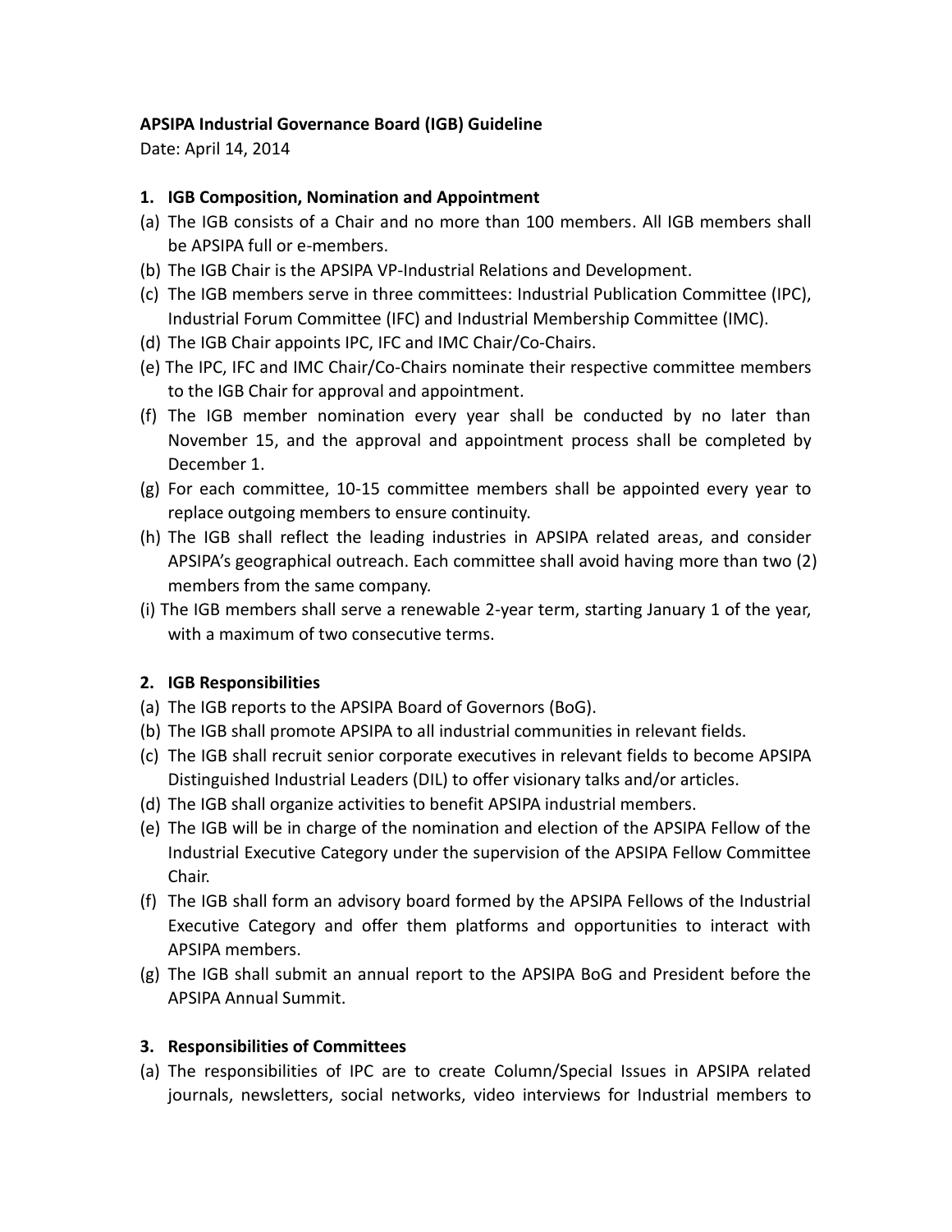**APSIPA Industrial Governance Board (IGB) Guideline**

Date: April 14, 2014

**1. IGB Composition, Nomination and Appointment**

(a) The IGB consists of a Chair and no more than 100 members. All IGB members shall be APSIPA full or e-members.

(b) The IGB Chair is the APSIPA VP-Industrial Relations and Development.

(c) The IGB members serve in three committees: Industrial Publication Committee (IPC), Industrial Forum Committee (IFC) and Industrial Membership Committee (IMC).

(d) The IGB Chair appoints IPC, IFC and IMC Chair/Co-Chairs.

(e) The IPC, IFC and IMC Chair/Co-Chairs nominate their respective committee members to the IGB Chair for approval and appointment.

(f) The IGB member nomination every year shall be conducted by no later than November 15, and the approval and appointment process shall be completed by December 1.

(g) For each committee, 10-15 committee members shall be appointed every year to replace outgoing members to ensure continuity.

(h) The IGB shall reflect the leading industries in APSIPA related areas, and consider APSIPA's geographical outreach. Each committee shall avoid having more than two (2) members from the same company.

(i) The IGB members shall serve a renewable 2-year term, starting January 1 of the year, with a maximum of two consecutive terms.

**2. IGB Responsibilities**

(a) The IGB reports to the APSIPA Board of Governors (BoG).

(b) The IGB shall promote APSIPA to all industrial communities in relevant fields.

(c) The IGB shall recruit senior corporate executives in relevant fields to become APSIPA Distinguished Industrial Leaders (DIL) to offer visionary talks and/or articles.

(d) The IGB shall organize activities to benefit APSIPA industrial members.

(e) The IGB will be in charge of the nomination and election of the APSIPA Fellow of the Industrial Executive Category under the supervision of the APSIPA Fellow Committee Chair.

(f) The IGB shall form an advisory board formed by the APSIPA Fellows of the Industrial Executive Category and offer them platforms and opportunities to interact with APSIPA members.

(g) The IGB shall submit an annual report to the APSIPA BoG and President before the APSIPA Annual Summit.

**3. Responsibilities of Committees**

(a) The responsibilities of IPC are to create Column/Special Issues in APSIPA related journals, newsletters, social networks, video interviews for Industrial members to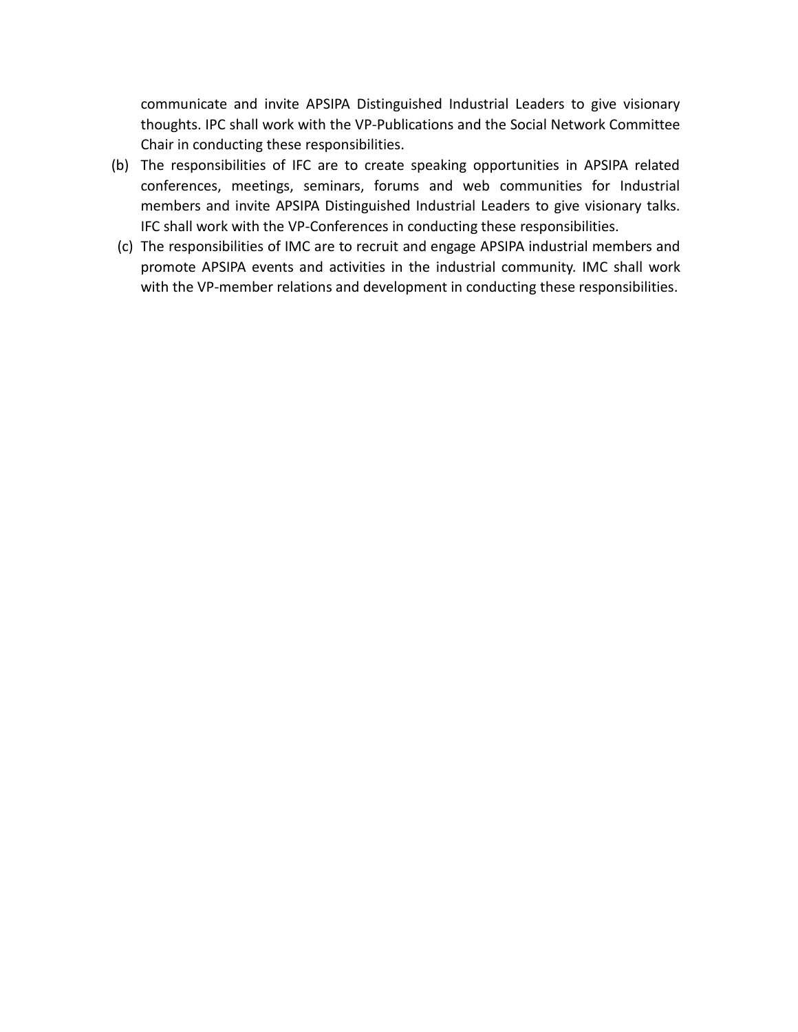communicate and invite APSIPA Distinguished Industrial Leaders to give visionary thoughts. IPC shall work with the VP-Publications and the Social Network Committee Chair in conducting these responsibilities.

(b) The responsibilities of IFC are to create speaking opportunities in APSIPA related conferences, meetings, seminars, forums and web communities for Industrial members and invite APSIPA Distinguished Industrial Leaders to give visionary talks. IFC shall work with the VP-Conferences in conducting these responsibilities.

(c) The responsibilities of IMC are to recruit and engage APSIPA industrial members and promote APSIPA events and activities in the industrial community. IMC shall work with the VP-member relations and development in conducting these responsibilities.